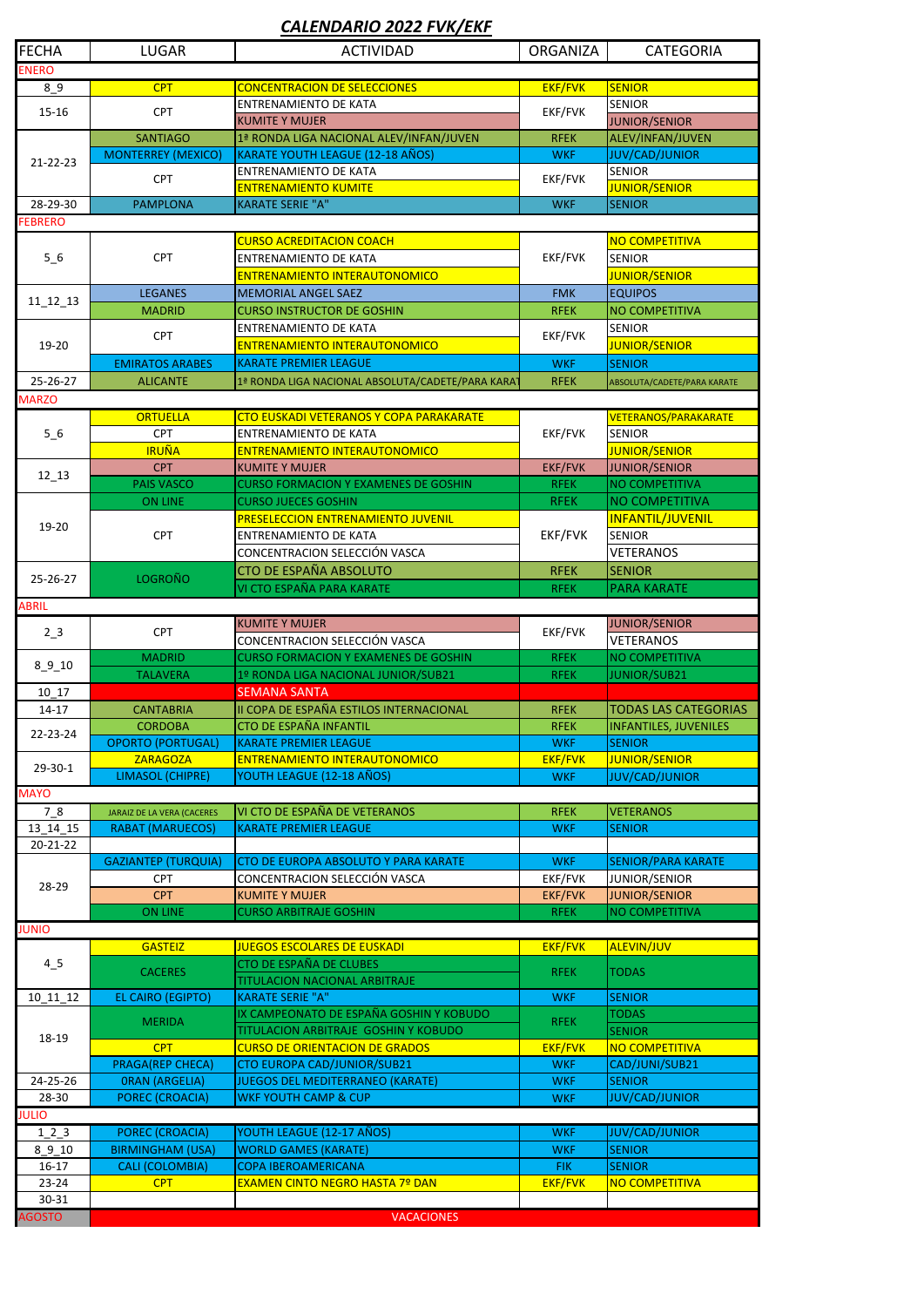# CALENDARIO 2022 FVK/EKF

| FECHA | LUGAR | ACTIVIDAD | ORGANIZA | CATEGORIA |
|---|---|---|---|---|
| **ENERO** | | | | |
| 8_9 | CPT | CONCENTRACION DE SELECCIONES | EKF/FVK | SENIOR |
| 15-16 | CPT | ENTRENAMIENTO DE KATA | EKF/FVK | SENIOR |
| | | KUMITE Y MUJER | | JUNIOR/SENIOR |
| 21-22-23 | SANTIAGO | 1ª RONDA LIGA NACIONAL ALEV/INFAN/JUVEN | RFEK | ALEV/INFAN/JUVEN |
| | MONTERREY (MEXICO) | KARATE YOUTH LEAGUE (12-18 AÑOS) | WKF | JUV/CAD/JUNIOR |
| | CPT | ENTRENAMIENTO DE KATA | EKF/FVK | SENIOR |
| | | ENTRENAMIENTO KUMITE | | JUNIOR/SENIOR |
| 28-29-30 | PAMPLONA | KARATE SERIE "A" | WKF | SENIOR |
| **FEBRERO** | | | | |
| 5_6 | CPT | CURSO ACREDITACION COACH | EKF/FVK | NO COMPETITIVA |
| | | ENTRENAMIENTO DE KATA | | SENIOR |
| | | ENTRENAMIENTO INTERAUTONOMICO | | JUNIOR/SENIOR |
| 11_12_13 | LEGANES | MEMORIAL ANGEL SAEZ | FMK | EQUIPOS |
| | MADRID | CURSO INSTRUCTOR DE GOSHIN | RFEK | NO COMPETITIVA |
| 19-20 | CPT | ENTRENAMIENTO DE KATA | EKF/FVK | SENIOR |
| | | ENTRENAMIENTO INTERAUTONOMICO | | JUNIOR/SENIOR |
| | EMIRATOS ARABES | KARATE PREMIER LEAGUE | WKF | SENIOR |
| 25-26-27 | ALICANTE | 1ª RONDA LIGA NACIONAL ABSOLUTA/CADETE/PARA KARAT | RFEK | ABSOLUTA/CADETE/PARA KARATE |
| **MARZO** | | | | |
| 5_6 | ORTUELLA | CTO EUSKADI VETERANOS Y COPA PARAKARATE | EKF/FVK | VETERANOS/PARAKARATE |
| | CPT | ENTRENAMIENTO DE KATA | | SENIOR |
| | IRUÑA | ENTRENAMIENTO INTERAUTONOMICO | | JUNIOR/SENIOR |
| 12_13 | CPT | KUMITE Y MUJER | EKF/FVK | JUNIOR/SENIOR |
| | PAIS VASCO | CURSO FORMACION Y EXAMENES DE GOSHIN | RFEK | NO COMPETITIVA |
| 19-20 | ON LINE | CURSO JUECES GOSHIN | RFEK | NO COMPETITIVA |
| | CPT | PRESELECCION ENTRENAMIENTO JUVENIL | EKF/FVK | INFANTIL/JUVENIL |
| | | ENTRENAMIENTO DE KATA | | SENIOR |
| | | CONCENTRACION SELECCIÓN VASCA | | VETERANOS |
| 25-26-27 | LOGROÑO | CTO DE ESPAÑA ABSOLUTO | RFEK | SENIOR |
| | | VI CTO ESPAÑA PARA KARATE | RFEK | PARA KARATE |
| **ABRIL** | | | | |
| 2_3 | CPT | KUMITE Y MUJER | EKF/FVK | JUNIOR/SENIOR |
| | | CONCENTRACION SELECCIÓN VASCA | | VETERANOS |
| 8_9_10 | MADRID | CURSO FORMACION Y EXAMENES DE GOSHIN | RFEK | NO COMPETITIVA |
| | TALAVERA | 1º RONDA LIGA NACIONAL JUNIOR/SUB21 | RFEK | JUNIOR/SUB21 |
| 10_17 | | SEMANA SANTA | | |
| 14-17 | CANTABRIA | II COPA DE ESPAÑA ESTILOS INTERNACIONAL | RFEK | TODAS LAS CATEGORIAS |
| 22-23-24 | CORDOBA | CTO DE ESPAÑA INFANTIL | RFEK | INFANTILES, JUVENILES |
| | OPORTO (PORTUGAL) | KARATE PREMIER LEAGUE | WKF | SENIOR |
| 29-30-1 | ZARAGOZA | ENTRENAMIENTO INTERAUTONOMICO | EKF/FVK | JUNIOR/SENIOR |
| | LIMASOL (CHIPRE) | YOUTH LEAGUE (12-18 AÑOS) | WKF | JUV/CAD/JUNIOR |
| **MAYO** | | | | |
| 7_8 | JARAIZ DE LA VERA (CACERES | VI CTO DE ESPAÑA DE VETERANOS | RFEK | VETERANOS |
| 13_14_15 | RABAT (MARUECOS) | KARATE PREMIER LEAGUE | WKF | SENIOR |
| 20-21-22 | | | | |
| 28-29 | GAZIANTEP (TURQUIA) | CTO DE EUROPA ABSOLUTO Y PARA KARATE | WKF | SENIOR/PARA KARATE |
| | CPT | CONCENTRACION SELECCIÓN VASCA | EKF/FVK | JUNIOR/SENIOR |
| | CPT | KUMITE Y MUJER | EKF/FVK | JUNIOR/SENIOR |
| | ON LINE | CURSO ARBITRAJE GOSHIN | RFEK | NO COMPETITIVA |
| **JUNIO** | | | | |
| 4_5 | GASTEIZ | JUEGOS ESCOLARES DE EUSKADI | EKF/FVK | ALEVIN/JUV |
| | CACERES | CTO DE ESPAÑA DE CLUBES | RFEK | TODAS |
| | | TITULACION NACIONAL ARBITRAJE | | |
| 10_11_12 | EL CAIRO (EGIPTO) | KARATE SERIE "A" | WKF | SENIOR |
| 18-19 | MERIDA | IX CAMPEONATO DE ESPAÑA GOSHIN Y KOBUDO | RFEK | TODAS |
| | | TITULACION ARBITRAJE GOSHIN Y KOBUDO | | SENIOR |
| | CPT | CURSO DE ORIENTACION DE GRADOS | EKF/FVK | NO COMPETITIVA |
| | PRAGA(REP CHECA) | CTO EUROPA CAD/JUNIOR/SUB21 | WKF | CAD/JUNI/SUB21 |
| 24-25-26 | ORAN (ARGELIA) | JUEGOS DEL MEDITERRANEO (KARATE) | WKF | SENIOR |
| 28-30 | POREC (CROACIA) | WKF YOUTH CAMP & CUP | WKF | JUV/CAD/JUNIOR |
| **JULIO** | | | | |
| 1_2_3 | POREC (CROACIA) | YOUTH LEAGUE (12-17 AÑOS) | WKF | JUV/CAD/JUNIOR |
| 8_9_10 | BIRMINGHAM (USA) | WORLD GAMES (KARATE) | WKF | SENIOR |
| 16-17 | CALI (COLOMBIA) | COPA IBEROAMERICANA | FIK | SENIOR |
| 23-24 | CPT | EXAMEN CINTO NEGRO HASTA 7º DAN | EKF/FVK | NO COMPETITIVA |
| 30-31 | | | | |
| **AGOSTO** | | VACACIONES | | |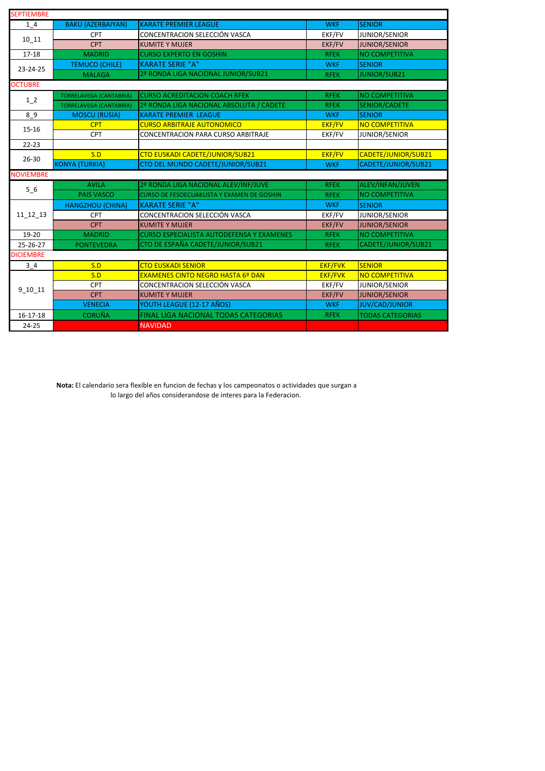| | | | | |
|---|---|---|---|---|
| SEPTIEMBRE | | | | |
| 1_4 | BAKU (AZERBAIYAN) | KARATE PREMIER LEAGUE | WKF | SENIOR |
| 10_11 | CPT | CONCENTRACION SELECCIÓN VASCA | EKF/FV | JUNIOR/SENIOR |
| | CPT | KUMITE Y MUJER | EKF/FV | JUNIOR/SENIOR |
| 17-18 | MADRID | CURSO EXPERTO EN GOSHIN | RFEK | NO COMPETITIVA |
| 23-24-25 | TEMUCO (CHILE) | KARATE SERIE "A" | WKF | SENIOR |
| | MALAGA | 2ª RONDA LIGA NACIONAL JUNIOR/SUB21 | RFEK | JUNIOR/SUB21 |
| OCTUBRE | | | | |
| 1_2 | TORRELAVEGA (CANTABRIA) | CURSO ACREDITACION COACH RFEK | RFEK | NO COMPETITIVA |
| | TORRELAVEGA (CANTABRIA) | 2ª RONDA LIGA NACIONAL ABSOLUTA / CADETE | RFEK | SENIOR/CADETE |
| 8_9 | MOSCU (RUSIA) | KARATE PREMIER LEAGUE | WKF | SENIOR |
| 15-16 | CPT | CURSO ARBITRAJE AUTONOMICO | EKF/FV | NO COMPETITIVA |
| | CPT | CONCENTRACION PARA CURSO ARBITRAJE | EKF/FV | JUNIOR/SENIOR |
| 22-23 | | | | |
| 26-30 | S.D | CTO EUSKADI CADETE/JUNIOR/SUB21 | EKF/FV | CADETE/JUNIOR/SUB21 |
| | KONYA (TURKIA) | CTO DEL MUNDO CADETE/JUNIOR/SUB21 | WKF | CADETE/JUNIOR/SUB21 |
| NOVIEMBRE | | | | |
| 5_6 | AVILA | 2ª RONDA LIGA NACIONAL ALEV/INF/JUVE | RFEK | ALEV/INFAN/JUVEN |
| | PAIS VASCO | CURSO DE FESOECUAKUSTA Y EXAMEN DE GOSHIN | RFEK | NO COMPETITIVA |
| 11_12_13 | HANGZHOU (CHINA) | KARATE SERIE "A" | WKF | SENIOR |
| | CPT | CONCENTRACION SELECCIÓN VASCA | EKF/FV | JUNIOR/SENIOR |
| | CPT | KUMITE Y MUJER | EKF/FV | JUNIOR/SENIOR |
| 19-20 | MADRID | CURSO ESPECIALISTA AUTODEFENSA Y EXAMENES | RFEK | NO COMPETITIVA |
| 25-26-27 | PONTEVEDRA | CTO DE ESPAÑA CADETE/JUNIOR/SUB21 | RFEK | CADETE/JUNIOR/SUB21 |
| DICIEMBRE | | | | |
| 3_4 | S.D | CTO EUSKADI SENIOR | EKF/FVK | SENIOR |
| 9_10_11 | S.D | EXAMENES CINTO NEGRO HASTA 6º DAN | EKF/FVK | NO COMPETITIVA |
| | CPT | CONCENTRACION SELECCIÓN VASCA | EKF/FV | JUNIOR/SENIOR |
| | CPT | KUMITE Y MUJER | EKF/FV | JUNIOR/SENIOR |
| | VENECIA | YOUTH LEAGUE (12-17 AÑOS) | WKF | JUV/CAD/JUNIOR |
| 16-17-18 | CORUÑA | FINAL LIGA NACIONAL TODAS CATEGORIAS | RFEK | TODAS CATEGORIAS |
| 24-25 | | NAVIDAD | | |

**Nota:** El calendario sera flexible en funcion de fechas y los campeonatos o actividades que surgan a lo largo del años considerandose de interes para la Federacion.